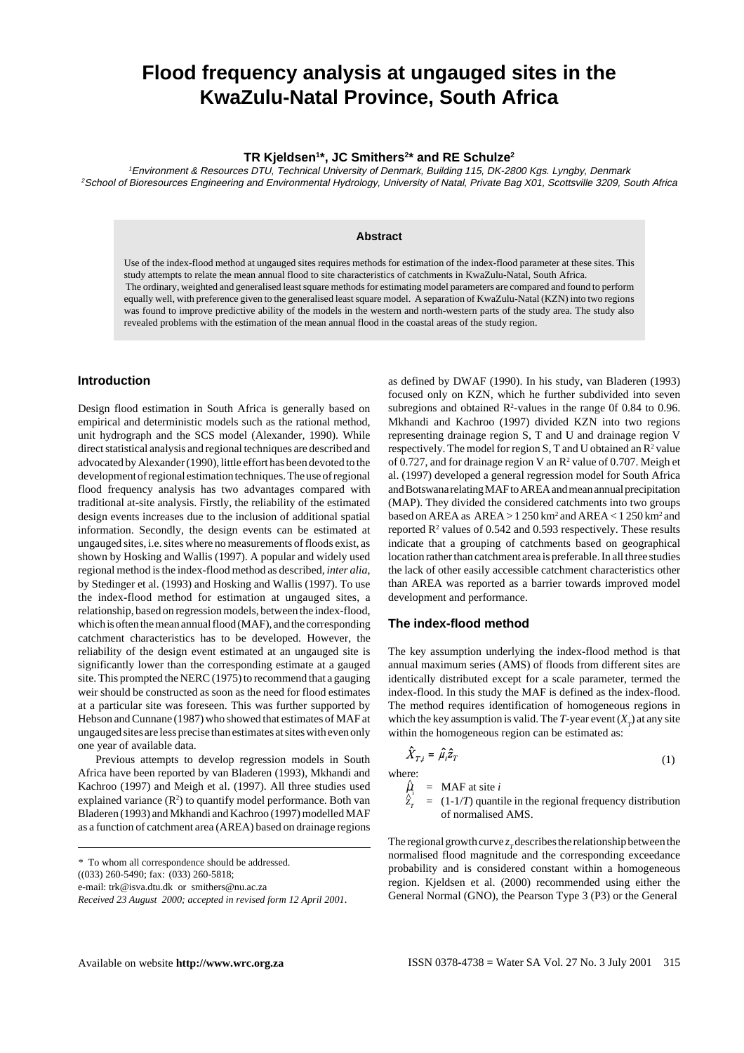# Flood frequency analysis at ungauged sites in the KwaZulu-Natal Province, South Africa

**TR Kjeldsen[1]*, JC Smithers[2]* and RE Schulze[2]**

[1]*Environment & Resources DTU, Technical University of Denmark, Building 115, DK-2800 Kgs. Lyngby, Denmark*
[2]*School of Bioresources Engineering and Environmental Hydrology, University of Natal, Private Bag X01, Scottsville 3209, South Africa*

## Abstract

Use of the index-flood method at ungauged sites requires methods for estimation of the index-flood parameter at these sites. This study attempts to relate the mean annual flood to site characteristics of catchments in KwaZulu-Natal, South Africa. The ordinary, weighted and generalised least square methods for estimating model parameters are compared and found to perform equally well, with preference given to the generalised least square model. A separation of KwaZulu-Natal (KZN) into two regions was found to improve predictive ability of the models in the western and north-western parts of the study area. The study also revealed problems with the estimation of the mean annual flood in the coastal areas of the study region.

## Introduction

Design flood estimation in South Africa is generally based on empirical and deterministic models such as the rational method, unit hydrograph and the SCS model (Alexander, 1990). While direct statistical analysis and regional techniques are described and advocated by Alexander (1990), little effort has been devoted to the development of regional estimation techniques. The use of regional flood frequency analysis has two advantages compared with traditional at-site analysis. Firstly, the reliability of the estimated design events increases due to the inclusion of additional spatial information. Secondly, the design events can be estimated at ungauged sites, i.e. sites where no measurements of floods exist, as shown by Hosking and Wallis (1997). A popular and widely used regional method is the index-flood method as described, *inter alia*, by Stedinger et al. (1993) and Hosking and Wallis (1997). To use the index-flood method for estimation at ungauged sites, a relationship, based on regression models, between the index-flood, which is often the mean annual flood (MAF), and the corresponding catchment characteristics has to be developed. However, the reliability of the design event estimated at an ungauged site is significantly lower than the corresponding estimate at a gauged site. This prompted the NERC (1975) to recommend that a gauging weir should be constructed as soon as the need for flood estimates at a particular site was foreseen. This was further supported by Hebson and Cunnane (1987) who showed that estimates of MAF at ungauged sites are less precise than estimates at sites with even only one year of available data.

Previous attempts to develop regression models in South Africa have been reported by van Bladeren (1993), Mkhandi and Kachroo (1997) and Meigh et al. (1997). All three studies used explained variance ($R^2$) to quantify model performance. Both van Bladeren (1993) and Mkhandi and Kachroo (1997) modelled MAF as a function of catchment area (AREA) based on drainage regions as defined by DWAF (1990). In his study, van Bladeren (1993) focused only on KZN, which he further subdivided into seven subregions and obtained $R^2$-values in the range 0f 0.84 to 0.96. Mkhandi and Kachroo (1997) divided KZN into two regions representing drainage region S, T and U and drainage region V respectively. The model for region S, T and U obtained an $R^2$ value of 0.727, and for drainage region V an $R^2$ value of 0.707. Meigh et al. (1997) developed a general regression model for South Africa and Botswana relating MAF to AREA and mean annual precipitation (MAP). They divided the considered catchments into two groups based on AREA as AREA > 1 250 km$^2$ and AREA < 1 250 km$^2$ and reported $R^2$ values of 0.542 and 0.593 respectively. These results indicate that a grouping of catchments based on geographical location rather than catchment area is preferable. In all three studies the lack of other easily accessible catchment characteristics other than AREA was reported as a barrier towards improved model development and performance.

## The index-flood method

The key assumption underlying the index-flood method is that annual maximum series (AMS) of floods from different sites are identically distributed except for a scale parameter, termed the index-flood. In this study the MAF is defined as the index-flood. The method requires identification of homogeneous regions in which the key assumption is valid. The *T*-year event ($X_T$) at any site within the homogeneous region can be estimated as:

$$\hat{X}_{T,i} = \hat{\mu}_i \hat{z}_T \tag{1}$$

where:

$\hat{\mu}_i$ = MAF at site *i*

$\hat{z}_T$ = (1-1/*T*) quantile in the regional frequency distribution of normalised AMS.

The regional growth curve $z_T$ describes the relationship between the normalised flood magnitude and the corresponding exceedance probability and is considered constant within a homogeneous region. Kjeldsen et al. (2000) recommended using either the General Normal (GNO), the Pearson Type 3 (P3) or the General

---

\* To whom all correspondence should be addressed.
((033) 260-5490; fax: (033) 260-5818;
e-mail: trk@isva.dtu.dk or smithers@nu.ac.za
*Received 23 August 2000; accepted in revised form 12 April 2001.*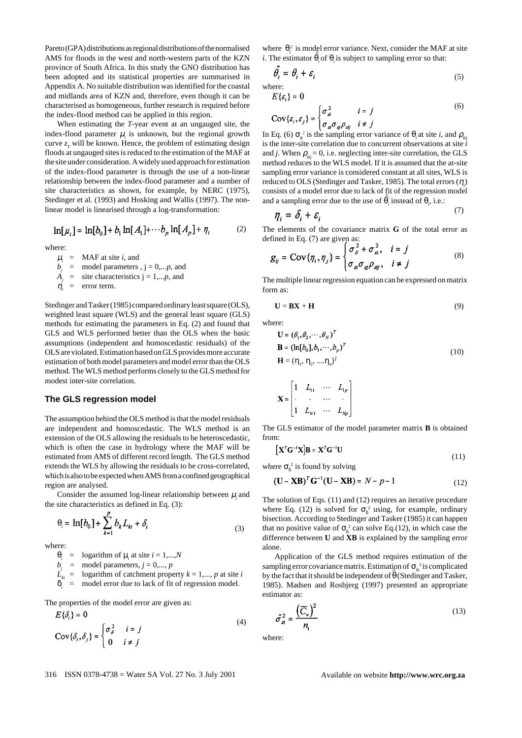Pareto (GPA) distributions as regional distributions of the normalised AMS for floods in the west and north-western parts of the KZN province of South Africa. In this study the GNO distribution has been adopted and its statistical properties are summarised in Appendix A. No suitable distribution was identified for the coastal and midlands area of KZN and, therefore, even though it can be characterised as homogeneous, further research is required before the index-flood method can be applied in this region.

When estimating the *T*-year event at an unguaged site, the index-flood parameter $\mu_i$ is unknown, but the regional growth curve $z_T$ will be known. Hence, the problem of estimating design floods at ungauged sites is reduced to the estimation of the MAF at the site under consideration. A widely used approach for estimation of the index-flood parameter is through the use of a non-linear relationship between the index-flood parameter and a number of site characteristics as shown, for example, by NERC (1975), Stedinger et al. (1993) and Hosking and Wallis (1997). The non-linear model is linearised through a log-transformation:

$$\ln[\mu_i] = \ln[b_0] + b_1 \ln[A_1] + \cdots b_p \ln[A_p] + \eta_i \tag{2}$$

where:

- $\mu_i$ = MAF at site *i*, and
- $b_j$ = model parameters , j = 0,...*p*, and
- $A_j$ = site characteristics j = 1,...*p*, and
- $\eta_i$ = error term.

Stedinger and Tasker (1985) compared ordinary least square (OLS), weighted least square (WLS) and the general least square (GLS) methods for estimating the parameters in Eq. (2) and found that GLS and WLS performed better than the OLS when the basic assumptions (independent and homoscedastic residuals) of the OLS are violated. Estimation based on GLS provides more accurate estimation of both model parameters and model error than the OLS method. The WLS method performs closely to the GLS method for modest inter-site correlation.

## The GLS regression model

The assumption behind the OLS method is that the model residuals are independent and homoscedastic. The WLS method is an extension of the OLS allowing the residuals to be heteroscedastic, which is often the case in hydrology where the MAF will be estimated from AMS of different record length. The GLS method extends the WLS by allowing the residuals to be cross-correlated, which is also to be expected when AMS from a confined geographical region are analysed.

Consider the assumed log-linear relationship between $\mu_i$ and the site characteristics as defined in Eq. (3):

$$\theta_i = \ln[b_0] + \sum_{k=1}^{p} b_k L_{ki} + \delta_i \tag{3}$$

where:

- $\theta_i$ = logarithm of $\mu_i$ at site $i = 1,...,N$
- $b_j$ = model parameters, $j = 0,..., p$
- $L_{ki}$ = logarithm of catchment property $k = 1,..., p$ at site $i$
- $\delta_i$ = model error due to lack of fit of regression model.

The properties of the model error are given as:

$$E\{\delta_i\} = 0$$
$$\text{Cov}\{\delta_i, \delta_j\} = \begin{cases} \sigma_\delta^2 & i = j \\ 0 & i \neq j \end{cases} \tag{4}$$

where $\theta_i^2$ is model error variance. Next, consider the MAF at site *i*. The estimator $\hat{\theta}_i$ of $\theta_i$ is subject to sampling error so that:

$$\hat{\theta}_i = \theta_i + \varepsilon_i \tag{5}$$

where:

$$E\{\varepsilon_i\} = 0$$
$$\text{Cov}\{\varepsilon_i, \varepsilon_j\} = \begin{cases} \sigma_{\varepsilon i}^2 & i = j \\ \sigma_{\varepsilon i}\sigma_{\varepsilon j}\rho_{\varepsilon ij} & i \neq j \end{cases} \tag{6}$$

In Eq. (6) $\sigma_{\varepsilon i}^2$ is the sampling error variance of $\theta_i$ at site *i*, and $\rho_{\varepsilon ij}$ is the inter-site correlation due to concurrent observations at site *i* and *j*. When $\rho_{\varepsilon ij} = 0$, i.e. neglecting inter-site correlation, the GLS method reduces to the WLS model. If it is assumed that the at-site sampling error variance is considered constant at all sites, WLS is reduced to OLS (Stedinger and Tasker, 1985). The total errors ($\eta_i$) consists of a model error due to lack of fit of the regression model and a sampling error due to the use of $\hat{\theta}_i$ instead of $\theta_i$, i.e.:

$$\eta_i = \delta_i + \varepsilon_i \tag{7}$$

The elements of the covariance matrix **G** of the total error as defined in Eq. (7) are given as:

$$g_{ij} = \text{Cov}\{\eta_i, \eta_j\} = \begin{cases} \sigma_\delta^2 + \sigma_{\varepsilon i}^2, & i = j \\ \sigma_{\varepsilon i}\sigma_{\varepsilon j}\rho_{\varepsilon ij}, & i \neq j \end{cases} \tag{8}$$

The multiple linear regression equation can be expressed on matrix form as:

$$\mathbf{U} = \mathbf{BX} + \mathbf{H} \tag{9}$$

where:

$$\mathbf{U} = (\theta_1, \theta_2, \cdots, \theta_N)^T$$
$$\mathbf{B} = (\ln[b_0], b_1, \cdots, b_p)^T \tag{10}$$
$$\mathbf{H} = (\eta_1, \eta_2, ....\eta_n)^T$$

$$\mathbf{X} = \begin{bmatrix} 1 & L_{11} & \cdots & L_{1p} \\ \cdot & \cdot & \cdots & \cdot \\ 1 & L_{N1} & \cdots & L_{Np} \end{bmatrix}$$

The GLS estimator of the model parameter matrix **B** is obtained from:

$$\left[\mathbf{X}^T\mathbf{G}^{-1}\mathbf{X}\right]\mathbf{B} = \mathbf{X}^T\mathbf{G}^{-1}\mathbf{U} \tag{11}$$

where $\sigma_\delta^2$ is found by solving

$$(\mathbf{U} - \mathbf{XB})^T\mathbf{G}^{-1}(\mathbf{U} - \mathbf{XB}) = N - p - 1 \tag{12}$$

The solution of Eqs. (11) and (12) requires an iterative procedure where Eq. (12) is solved for $\sigma_\delta^2$ using, for example, ordinary bisection. According to Stedinger and Tasker (1985) it can happen that no positive value of $\sigma_\delta^2$ can solve Eq.(12), in which case the difference between **U** and **XB** is explained by the sampling error alone.

Application of the GLS method requires estimation of the sampling error covariance matrix. Estimation of $\sigma_{\varepsilon i}^2$ is complicated by the fact that it should be independent of $\hat{\theta}$ (Stedinger and Tasker, 1985). Madsen and Rosbjerg (1997) presented an appropriate estimator as:

$$\hat{\sigma}_{\varepsilon i}^2 = \frac{\left(\overline{C}_v\right)^2}{n_i} \tag{13}$$

where: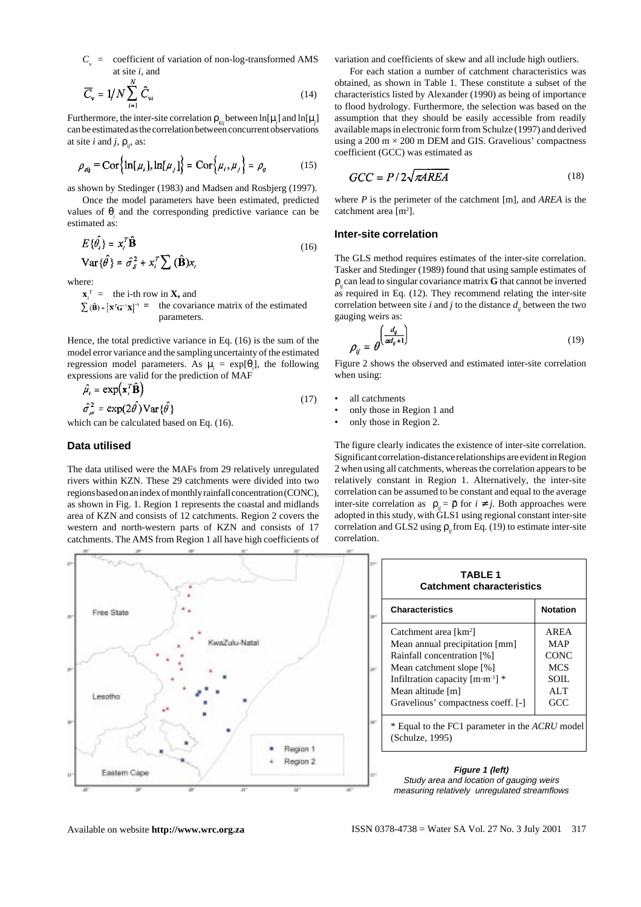$C_v$ = coefficient of variation of non-log-transformed AMS at site *i*, and

$$\overline{C}_v = 1/N \sum_{i=1}^{N} \hat{C}_{vi} \tag{14}$$

Furthermore, the inter-site correlation $\rho_{\varepsilon ij}$ between $\ln[\mu_i]$ and $\ln[\mu_j]$ can be estimated as the correlation between concurrent observations at site *i* and *j*, $\rho_{ij}$, as:

$$\rho_{\varepsilon ij} = \text{Cor}\left\{\ln[\mu_i], \ln[\mu_j]\right\} = \text{Cor}\left\{\mu_i, \mu_j\right\} = \rho_{ij} \tag{15}$$

as shown by Stedinger (1983) and Madsen and Rosbjerg (1997).

Once the model parameters have been estimated, predicted values of $\theta_i$ and the corresponding predictive variance can be estimated as:

$$E\{\hat{\theta}_i\} = x_i^T \hat{\mathbf{B}}$$
$$\text{Var}\{\hat{\theta}\} = \hat{\sigma}_\delta^2 + x_i^T \sum (\hat{\mathbf{B}}) x_i \tag{16}$$

where:

$\mathbf{x}_i^T$ = the i-th row in **X,** and

$\sum(\hat{\mathbf{B}}) = [\mathbf{x}^T \mathbf{G}^{-1} \mathbf{X}]^{-1}$ = the covariance matrix of the estimated parameters.

Hence, the total predictive variance in Eq. (16) is the sum of the model error variance and the sampling uncertainty of the estimated regression model parameters. As $\mu_i = \exp[\theta_i]$, the following expressions are valid for the prediction of MAF

$$\hat{\mu}_i = \exp\left(\mathbf{x}_i^T \hat{\mathbf{B}}\right)$$
$$\hat{\sigma}_{\mu i}^2 = \exp(2\hat{\theta})\text{Var}\{\hat{\theta}\} \tag{17}$$

which can be calculated based on Eq. (16).

## Data utilised

The data utilised were the MAFs from 29 relatively unregulated rivers within KZN. These 29 catchments were divided into two regions based on an index of monthly rainfall concentration (CONC), as shown in Fig. 1. Region 1 represents the coastal and midlands area of KZN and consists of 12 catchments. Region 2 covers the western and north-western parts of KZN and consists of 17 catchments. The AMS from Region 1 all have high coefficients of variation and coefficients of skew and all include high outliers.

For each station a number of catchment characteristics was obtained, as shown in Table 1. These constitute a subset of the characteristics listed by Alexander (1990) as being of importance to flood hydrology. Furthermore, the selection was based on the assumption that they should be easily accessible from readily available maps in electronic form from Schulze (1997) and derived using a 200 m × 200 m DEM and GIS. Gravelious' compactness coefficient (GCC) was estimated as

$$GCC = P / 2\sqrt{\pi AREA} \tag{18}$$

where *P* is the perimeter of the catchment [m], and *AREA* is the catchment area [m²].

## Inter-site correlation

The GLS method requires estimates of the inter-site correlation. Tasker and Stedinger (1989) found that using sample estimates of $\rho_{ij}$ can lead to singular covariance matrix **G** that cannot be inverted as required in Eq. (12). They recommend relating the inter-site correlation between site *i* and *j* to the distance $d_{ij}$ between the two gauging weirs as:

$$\rho_{ij} = \theta^{\left(\frac{d_{ij}}{\alpha d_{ij}+1}\right)} \tag{19}$$

Figure 2 shows the observed and estimated inter-site correlation when using:

- all catchments
- only those in Region 1 and
- only those in Region 2.

The figure clearly indicates the existence of inter-site correlation. Significant correlation-distance relationships are evident in Region 2 when using all catchments, whereas the correlation appears to be relatively constant in Region 1. Alternatively, the inter-site correlation can be assumed to be constant and equal to the average inter-site correlation as $\rho_{ij} = \bar{\rho}$ for $i \neq j$. Both approaches were adopted in this study, with GLS1 using regional constant inter-site correlation and GLS2 using $\rho_{ij}$ from Eq. (19) to estimate inter-site correlation.

**TABLE 1**
**Catchment characteristics**

| Characteristics | Notation |
|---|---|
| Catchment area [km²] | AREA |
| Mean annual precipitation [mm] | MAP |
| Rainfall concentration [%] | CONC |
| Mean catchment slope [%] | MCS |
| Infiltration capacity [m·m⁻¹] * | SOIL |
| Mean altitude [m] | ALT |
| Gravelious' compactness coeff. [-] | GCC |

\* Equal to the FC1 parameter in the *ACRU* model (Schulze, 1995)

***Figure 1 (left)***
*Study area and location of gauging weirs measuring relatively unregulated streamflows*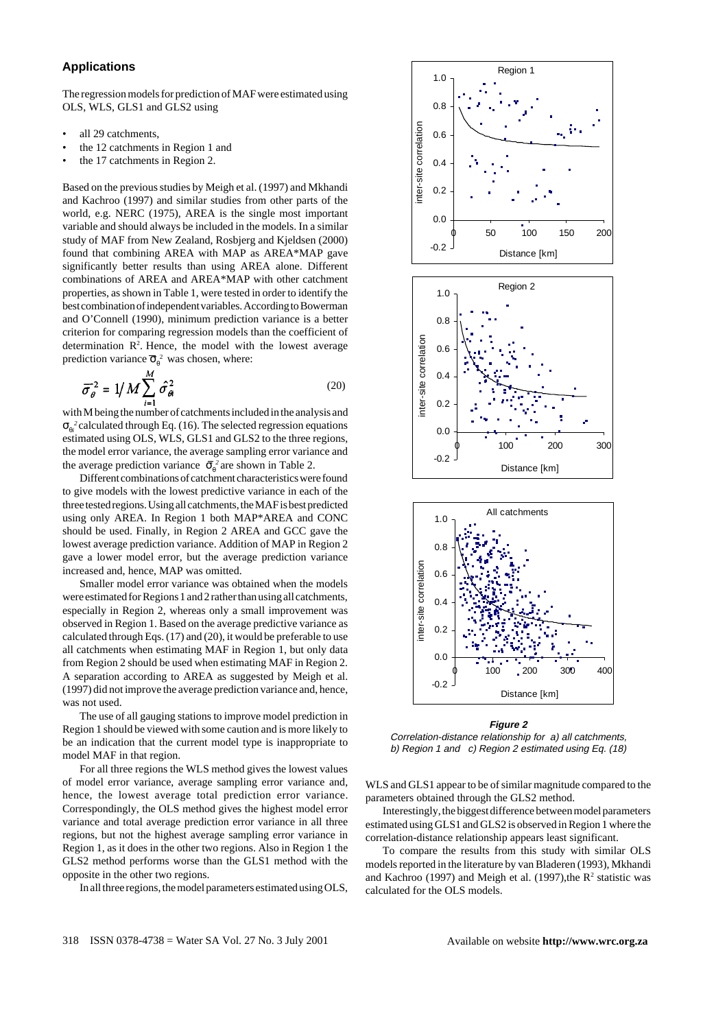## Applications

The regression models for prediction of MAF were estimated using OLS, WLS, GLS1 and GLS2 using

- all 29 catchments,
- the 12 catchments in Region 1 and
- the 17 catchments in Region 2.

Based on the previous studies by Meigh et al. (1997) and Mkhandi and Kachroo (1997) and similar studies from other parts of the world, e.g. NERC (1975), AREA is the single most important variable and should always be included in the models. In a similar study of MAF from New Zealand, Rosbjerg and Kjeldsen (2000) found that combining AREA with MAP as AREA*MAP gave significantly better results than using AREA alone. Different combinations of AREA and AREA*MAP with other catchment properties, as shown in Table 1, were tested in order to identify the best combination of independent variables. According to Bowerman and O'Connell (1990), minimum prediction variance is a better criterion for comparing regression models than the coefficient of determination $R^2$. Hence, the model with the lowest average prediction variance $\bar{\sigma}_\theta^2$ was chosen, where:

$$\bar{\sigma}_\theta^2 = 1/M \sum_{i=1}^{M} \hat{\sigma}_{\theta i}^2 \tag{20}$$

with M being the number of catchments included in the analysis and $\sigma_{\theta i}^2$ calculated through Eq. (16). The selected regression equations estimated using OLS, WLS, GLS1 and GLS2 to the three regions, the model error variance, the average sampling error variance and the average prediction variance $\bar{\sigma}_\theta^2$ are shown in Table 2.

Different combinations of catchment characteristics were found to give models with the lowest predictive variance in each of the three tested regions. Using all catchments, the MAF is best predicted using only AREA. In Region 1 both MAP*AREA and CONC should be used. Finally, in Region 2 AREA and GCC gave the lowest average prediction variance. Addition of MAP in Region 2 gave a lower model error, but the average prediction variance increased and, hence, MAP was omitted.

Smaller model error variance was obtained when the models were estimated for Regions 1 and 2 rather than using all catchments, especially in Region 2, whereas only a small improvement was observed in Region 1. Based on the average predictive variance as calculated through Eqs. (17) and (20), it would be preferable to use all catchments when estimating MAF in Region 1, but only data from Region 2 should be used when estimating MAF in Region 2. A separation according to AREA as suggested by Meigh et al. (1997) did not improve the average prediction variance and, hence, was not used.

The use of all gauging stations to improve model prediction in Region 1 should be viewed with some caution and is more likely to be an indication that the current model type is inappropriate to model MAF in that region.

For all three regions the WLS method gives the lowest values of model error variance, average sampling error variance and, hence, the lowest average total prediction error variance. Correspondingly, the OLS method gives the highest model error variance and total average prediction error variance in all three regions, but not the highest average sampling error variance in Region 1, as it does in the other two regions. Also in Region 1 the GLS2 method performs worse than the GLS1 method with the opposite in the other two regions.

In all three regions, the model parameters estimated using OLS, WLS and GLS1 appear to be of similar magnitude compared to the parameters obtained through the GLS2 method.

Interestingly, the biggest difference between model parameters estimated using GLS1 and GLS2 is observed in Region 1 where the correlation-distance relationship appears least significant.

To compare the results from this study with similar OLS models reported in the literature by van Bladeren (1993), Mkhandi and Kachroo (1997) and Meigh et al. (1997),the $R^2$ statistic was calculated for the OLS models.

***Figure 2***
*Correlation-distance relationship for a) all catchments, b) Region 1 and c) Region 2 estimated using Eq. (18)*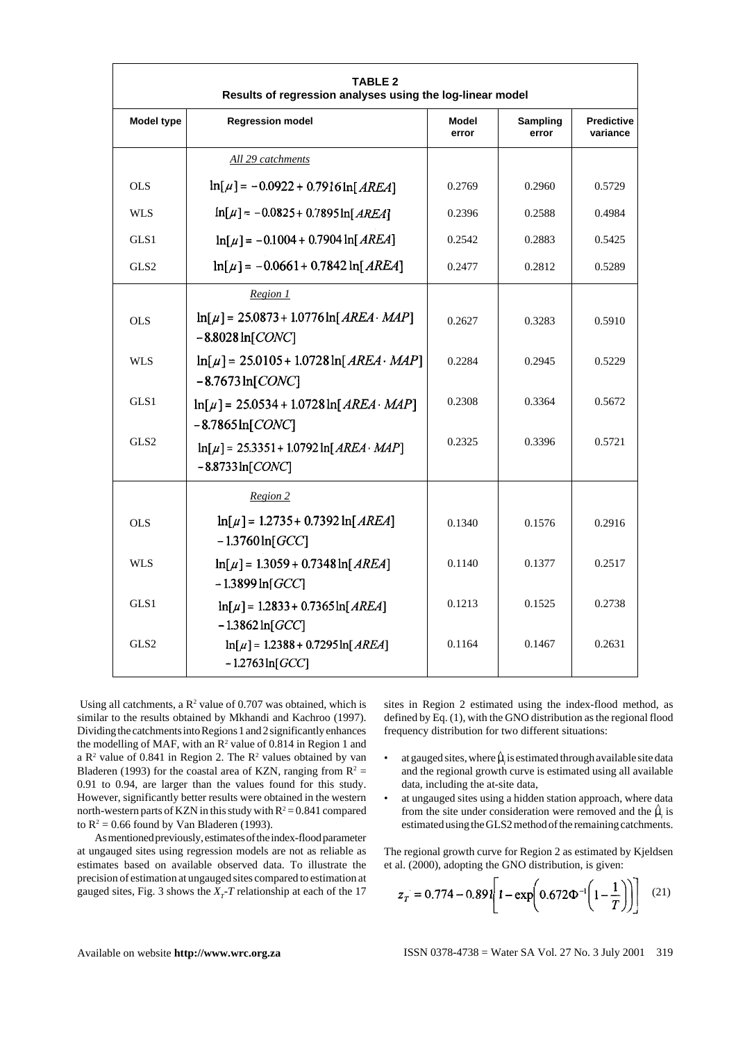**TABLE 2**
**Results of regression analyses using the log-linear model**

| Model type | Regression model | Model error | Sampling error | Predictive variance |
|---|---|---|---|---|
| | *All 29 catchments* | | | |
| OLS | $\ln[\mu] = -0.0922 + 0.7916\ln[AREA]$ | 0.2769 | 0.2960 | 0.5729 |
| WLS | $\ln[\mu] = -0.0825 + 0.7895\ln[AREA]$ | 0.2396 | 0.2588 | 0.4984 |
| GLS1 | $\ln[\mu] = -0.1004 + 0.7904\ln[AREA]$ | 0.2542 | 0.2883 | 0.5425 |
| GLS2 | $\ln[\mu] = -0.0661 + 0.7842\ln[AREA]$ | 0.2477 | 0.2812 | 0.5289 |
| | *Region 1* | | | |
| OLS | $\ln[\mu] = 25.0873 + 1.0776\ln[AREA \cdot MAP] - 8.8028\ln[CONC]$ | 0.2627 | 0.3283 | 0.5910 |
| WLS | $\ln[\mu] = 25.0105 + 1.0728\ln[AREA \cdot MAP] - 8.7673\ln[CONC]$ | 0.2284 | 0.2945 | 0.5229 |
| GLS1 | $\ln[\mu] = 25.0534 + 1.0728\ln[AREA \cdot MAP] - 8.7865\ln[CONC]$ | 0.2308 | 0.3364 | 0.5672 |
| GLS2 | $\ln[\mu] = 25.3351 + 1.0792\ln[AREA \cdot MAP] - 8.8733\ln[CONC]$ | 0.2325 | 0.3396 | 0.5721 |
| | *Region 2* | | | |
| OLS | $\ln[\mu] = 1.2735 + 0.7392\ln[AREA] - 1.3760\ln[GCC]$ | 0.1340 | 0.1576 | 0.2916 |
| WLS | $\ln[\mu] = 1.3059 + 0.7348\ln[AREA] - 1.3899\ln[GCC]$ | 0.1140 | 0.1377 | 0.2517 |
| GLS1 | $\ln[\mu] = 1.2833 + 0.7365\ln[AREA] - 1.3862\ln[GCC]$ | 0.1213 | 0.1525 | 0.2738 |
| GLS2 | $\ln[\mu] = 1.2388 + 0.7295\ln[AREA] - 1.2763\ln[GCC]$ | 0.1164 | 0.1467 | 0.2631 |

Using all catchments, a $R^2$ value of 0.707 was obtained, which is similar to the results obtained by Mkhandi and Kachroo (1997). Dividing the catchments into Regions 1 and 2 significantly enhances the modelling of MAF, with an $R^2$ value of 0.814 in Region 1 and a $R^2$ value of 0.841 in Region 2. The $R^2$ values obtained by van Bladeren (1993) for the coastal area of KZN, ranging from $R^2 = 0.91$ to 0.94, are larger than the values found for this study. However, significantly better results were obtained in the western north-western parts of KZN in this study with $R^2 = 0.841$ compared to $R^2 = 0.66$ found by Van Bladeren (1993).

As mentioned previously, estimates of the index-flood parameter at ungauged sites using regression models are not as reliable as estimates based on available observed data. To illustrate the precision of estimation at ungauged sites compared to estimation at gauged sites, Fig. 3 shows the $X_T$-$T$ relationship at each of the 17 sites in Region 2 estimated using the index-flood method, as defined by Eq. (1), with the GNO distribution as the regional flood frequency distribution for two different situations:

- at gauged sites, where $\hat{\mu}_i$ is estimated through available site data and the regional growth curve is estimated using all available data, including the at-site data,
- at ungauged sites using a hidden station approach, where data from the site under consideration were removed and the $\hat{\mu}_i$ is estimated using the GLS2 method of the remaining catchments.

The regional growth curve for Region 2 as estimated by Kjeldsen et al. (2000), adopting the GNO distribution, is given:

$$z_T = 0.774 - 0.891\left[1 - \exp\left(0.672\Phi^{-1}\left(1 - \frac{1}{T}\right)\right)\right] \quad (21)$$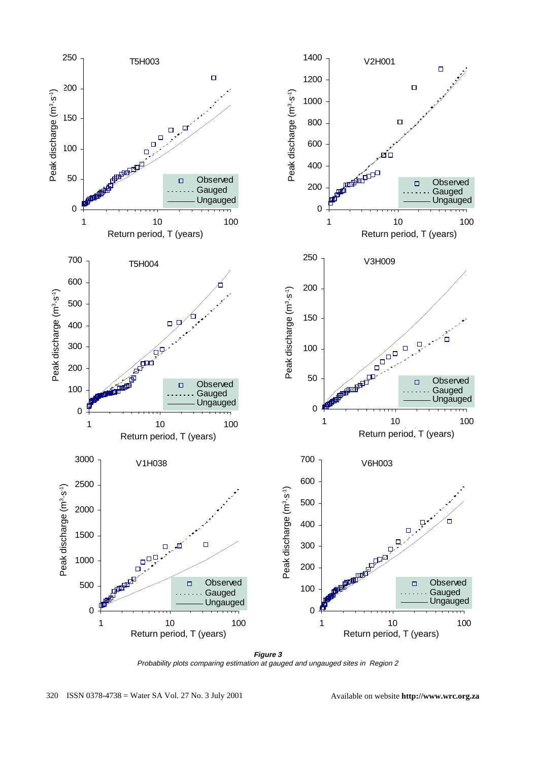**Figure 3**

*Probability plots comparing estimation at gauged and ungauged sites in Region 2*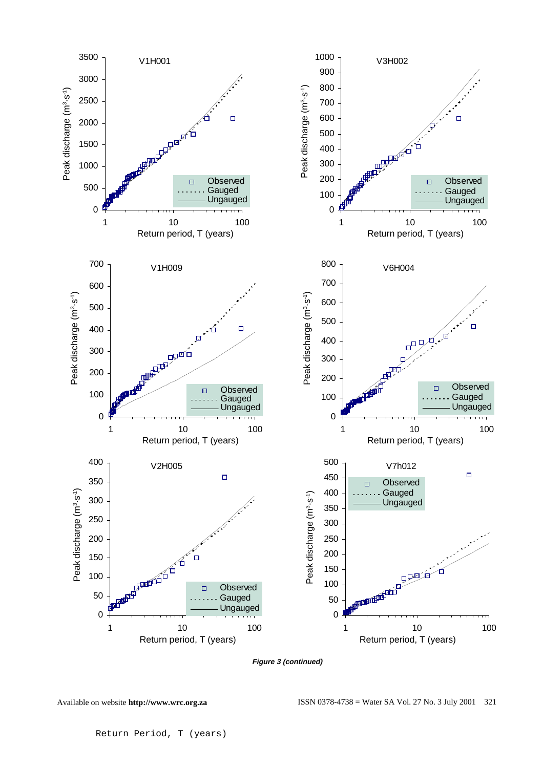*Figure 3 (continued)*

Return Period, T (years)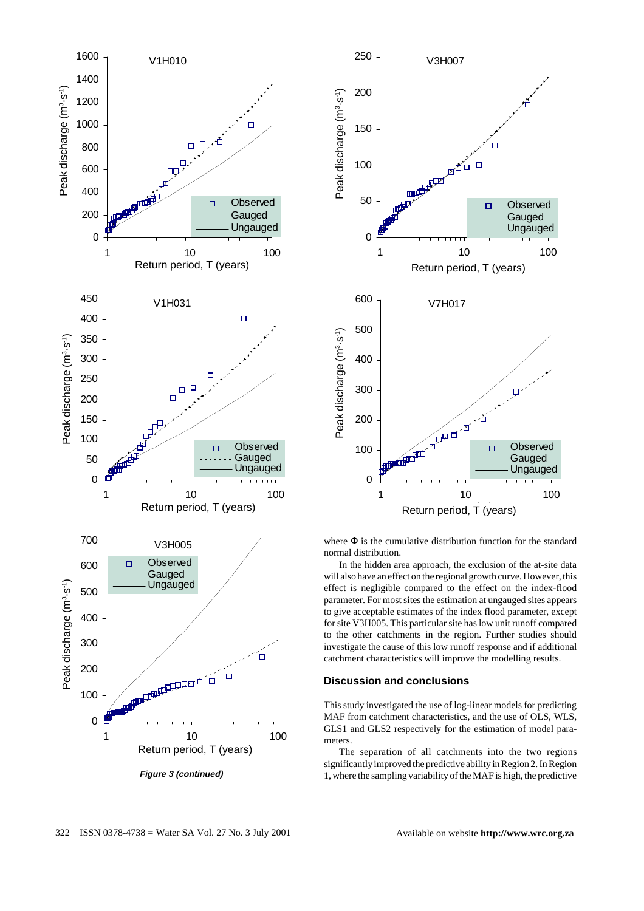*Figure 3 (continued)*

where Φ is the cumulative distribution function for the standard normal distribution.

In the hidden area approach, the exclusion of the at-site data will also have an effect on the regional growth curve. However, this effect is negligible compared to the effect on the index-flood parameter. For most sites the estimation at ungauged sites appears to give acceptable estimates of the index flood parameter, except for site V3H005. This particular site has low unit runoff compared to the other catchments in the region. Further studies should investigate the cause of this low runoff response and if additional catchment characteristics will improve the modelling results.

## Discussion and conclusions

This study investigated the use of log-linear models for predicting MAF from catchment characteristics, and the use of OLS, WLS, GLS1 and GLS2 respectively for the estimation of model parameters.

The separation of all catchments into the two regions significantly improved the predictive ability in Region 2. In Region 1, where the sampling variability of the MAF is high, the predictive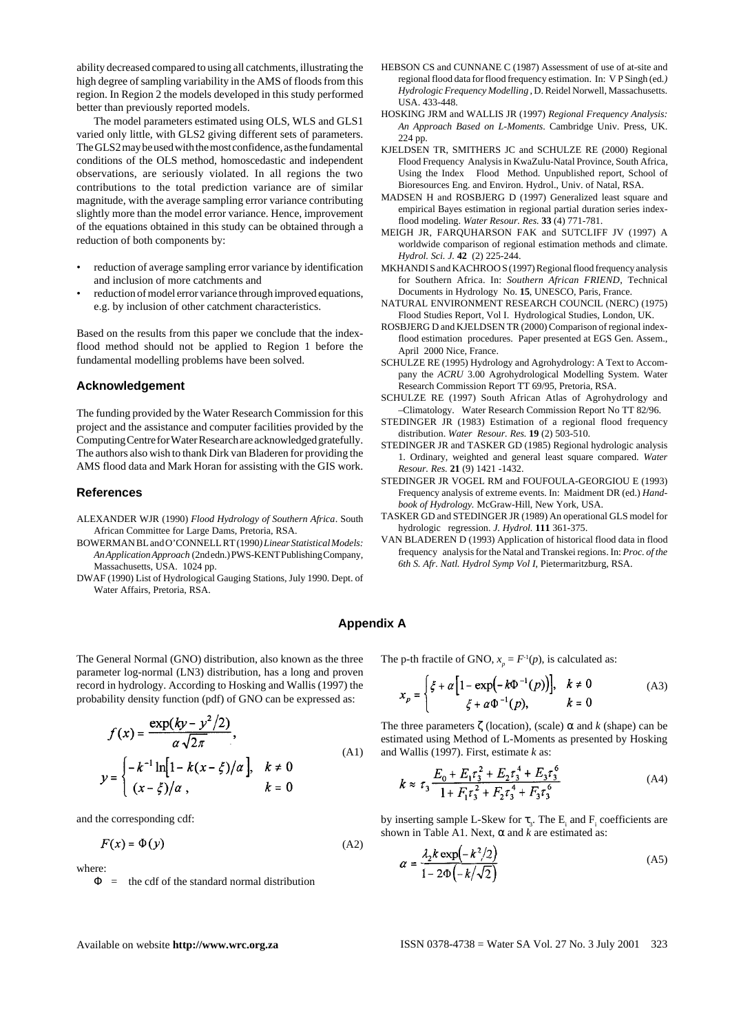ability decreased compared to using all catchments, illustrating the high degree of sampling variability in the AMS of floods from this region. In Region 2 the models developed in this study performed better than previously reported models.

The model parameters estimated using OLS, WLS and GLS1 varied only little, with GLS2 giving different sets of parameters. The GLS2 may be used with the most confidence, as the fundamental conditions of the OLS method, homoscedastic and independent observations, are seriously violated. In all regions the two contributions to the total prediction variance are of similar magnitude, with the average sampling error variance contributing slightly more than the model error variance. Hence, improvement of the equations obtained in this study can be obtained through a reduction of both components by:

- reduction of average sampling error variance by identification and inclusion of more catchments and
- reduction of model error variance through improved equations, e.g. by inclusion of other catchment characteristics.

Based on the results from this paper we conclude that the index-flood method should not be applied to Region 1 before the fundamental modelling problems have been solved.

## Acknowledgement

The funding provided by the Water Research Commission for this project and the assistance and computer facilities provided by the Computing Centre for Water Research are acknowledged gratefully. The authors also wish to thank Dirk van Bladeren for providing the AMS flood data and Mark Horan for assisting with the GIS work.

## References

ALEXANDER WJR (1990) *Flood Hydrology of Southern Africa*. South African Committee for Large Dams, Pretoria, RSA.

BOWERMAN BL and O'CONNELL RT (1990) *Linear Statistical Models: An Application Approach* (2nd edn.) PWS-KENT Publishing Company, Massachusetts, USA. 1024 pp.

DWAF (1990) List of Hydrological Gauging Stations, July 1990. Dept. of Water Affairs, Pretoria, RSA.

HEBSON CS and CUNNANE C (1987) Assessment of use of at-site and regional flood data for flood frequency estimation. In: V P Singh (ed.) *Hydrologic Frequency Modelling*, D. Reidel Norwell, Massachusetts. USA. 433-448.

HOSKING JRM and WALLIS JR (1997) *Regional Frequency Analysis: An Approach Based on L-Moments*. Cambridge Univ. Press, UK. 224 pp.

KJELDSEN TR, SMITHERS JC and SCHULZE RE (2000) Regional Flood Frequency Analysis in KwaZulu-Natal Province, South Africa, Using the Index Flood Method. Unpublished report, School of Bioresources Eng. and Environ. Hydrol., Univ. of Natal, RSA.

MADSEN H and ROSBJERG D (1997) Generalized least square and empirical Bayes estimation in regional partial duration series index-flood modeling. *Water Resour. Res.* **33** (4) 771-781.

MEIGH JR, FARQUHARSON FAK and SUTCLIFF JV (1997) A worldwide comparison of regional estimation methods and climate. *Hydrol. Sci. J.* **42** (2) 225-244.

MKHANDI S and KACHROO S (1997) Regional flood frequency analysis for Southern Africa. In: *Southern African FRIEND*, Technical Documents in Hydrology No. **15**, UNESCO, Paris, France.

NATURAL ENVIRONMENT RESEARCH COUNCIL (NERC) (1975) Flood Studies Report, Vol I. Hydrological Studies, London, UK.

ROSBJERG D and KJELDSEN TR (2000) Comparison of regional index-flood estimation procedures. Paper presented at EGS Gen. Assem., April 2000 Nice, France.

SCHULZE RE (1995) Hydrology and Agrohydrology: A Text to Accompany the *ACRU* 3.00 Agrohydrological Modelling System. Water Research Commission Report TT 69/95, Pretoria, RSA.

SCHULZE RE (1997) South African Atlas of Agrohydrology and –Climatology. Water Research Commission Report No TT 82/96.

STEDINGER JR (1983) Estimation of a regional flood frequency distribution. *Water Resour. Res.* **19** (2) 503-510.

STEDINGER JR and TASKER GD (1985) Regional hydrologic analysis 1. Ordinary, weighted and general least square compared. *Water Resour. Res.* **21** (9) 1421 -1432.

STEDINGER JR VOGEL RM and FOUFOULA-GEORGIOU E (1993) Frequency analysis of extreme events. In: Maidment DR (ed.) *Handbook of Hydrology*. McGraw-Hill, New York, USA.

TASKER GD and STEDINGER JR (1989) An operational GLS model for hydrologic regression. *J. Hydrol.* **111** 361-375.

VAN BLADEREN D (1993) Application of historical flood data in flood frequency analysis for the Natal and Transkei regions. In: *Proc. of the 6th S. Afr. Natl. Hydrol Symp Vol I*, Pietermaritzburg, RSA.

## Appendix A

The General Normal (GNO) distribution, also known as the three parameter log-normal (LN3) distribution, has a long and proven record in hydrology. According to Hosking and Wallis (1997) the probability density function (pdf) of GNO can be expressed as:

$$f(x) = \frac{\exp(ky - y^2/2)}{\alpha\sqrt{2\pi}},$$

$$y = \begin{cases} -k^{-1}\ln\left[1 - k(x-\xi)/\alpha\right], & k \neq 0 \\ (x-\xi)/\alpha\,, & k = 0 \end{cases} \tag{A1}$$

and the corresponding cdf:

$$F(x) = \Phi(y) \tag{A2}$$

where:

$\Phi$ = the cdf of the standard normal distribution

The p-th fractile of GNO, $x_p = F^{-1}(p)$, is calculated as:

$$x_p = \begin{cases} \xi + \alpha\left[1 - \exp\left(-k\Phi^{-1}(p)\right)\right], & k \neq 0 \\ \xi + \alpha\Phi^{-1}(p), & k = 0 \end{cases} \tag{A3}$$

The three parameters $\xi$ (location), (scale) $\alpha$ and $k$ (shape) can be estimated using Method of L-Moments as presented by Hosking and Wallis (1997). First, estimate $k$ as:

$$k \approx \tau_3 \frac{E_0 + E_1\tau_3^2 + E_2\tau_3^4 + E_3\tau_3^6}{1 + F_1\tau_3^2 + F_2\tau_3^4 + F_3\tau_3^6} \tag{A4}$$

by inserting sample L-Skew for $\tau_3$. The $E_i$ and $F_i$ coefficients are shown in Table A1. Next, $\alpha$ and $k$ are estimated as:

$$\alpha = \frac{\lambda_2 k \exp\left(-k^2/2\right)}{1 - 2\Phi\left(-k/\sqrt{2}\right)} \tag{A5}$$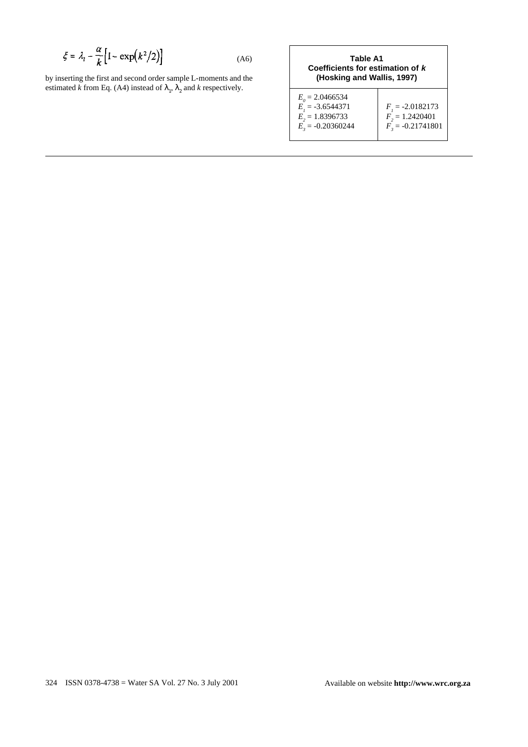$$\xi = \lambda_1 - \frac{\alpha}{k}\left[1 - \exp\left(k^2/2\right)\right] \quad \text{(A6)}$$

by inserting the first and second order sample L-moments and the estimated $k$ from Eq. (A4) instead of $\lambda_1$, $\lambda_2$ and $k$ respectively.

**Table A1**
**Coefficients for estimation of *k***
**(Hosking and Wallis, 1997)**

| | |
|---|---|
| $E_0$ = 2.0466534 | |
| $E_1$ = -3.6544371 | $F_1$ = -2.0182173 |
| $E_2$ = 1.8396733 | $F_2$ = 1.2420401 |
| $E_3$ = -0.20360244 | $F_3$ = -0.21741801 |